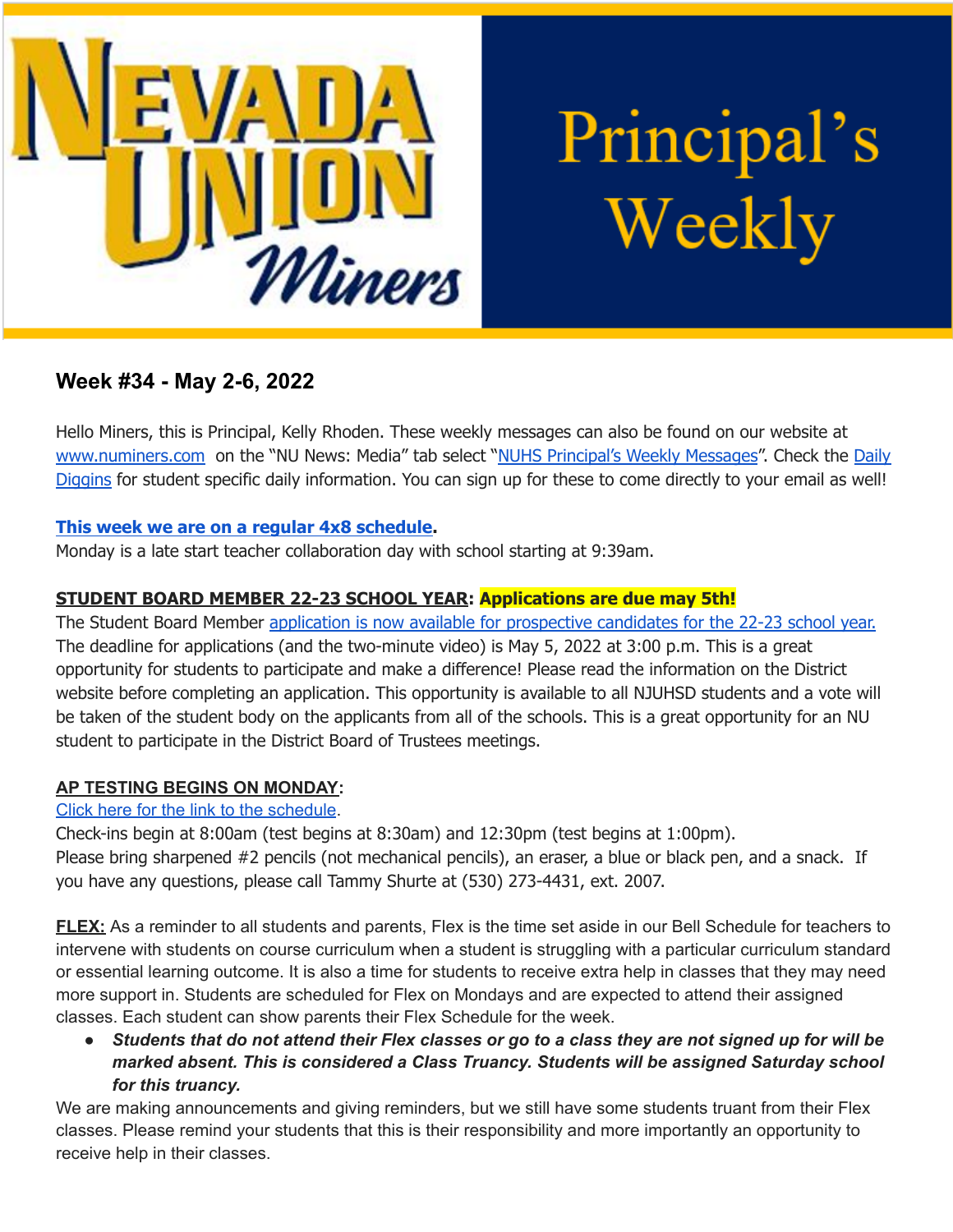# Nevada Union Miners — Principal's Weekly

## Week #34 - May 2-6, 2022

Hello Miners, this is Principal, Kelly Rhoden. These weekly messages can also be found on our website at www.numiners.com on the "NU News: Media" tab select "NUHS Principal's Weekly Messages". Check the Daily Diggins for student specific daily information. You can sign up for these to come directly to your email as well!

**This week we are on a regular 4x8 schedule.**
Monday is a late start teacher collaboration day with school starting at 9:39am.

**STUDENT BOARD MEMBER 22-23 SCHOOL YEAR: Applications are due may 5th!**
The Student Board Member application is now available for prospective candidates for the 22-23 school year. The deadline for applications (and the two-minute video) is May 5, 2022 at 3:00 p.m. This is a great opportunity for students to participate and make a difference! Please read the information on the District website before completing an application. This opportunity is available to all NJUHSD students and a vote will be taken of the student body on the applicants from all of the schools. This is a great opportunity for an NU student to participate in the District Board of Trustees meetings.

**AP TESTING BEGINS ON MONDAY:**
Click here for the link to the schedule.
Check-ins begin at 8:00am (test begins at 8:30am) and 12:30pm (test begins at 1:00pm).
Please bring sharpened #2 pencils (not mechanical pencils), an eraser, a blue or black pen, and a snack. If you have any questions, please call Tammy Shurte at (530) 273-4431, ext. 2007.

**FLEX:** As a reminder to all students and parents, Flex is the time set aside in our Bell Schedule for teachers to intervene with students on course curriculum when a student is struggling with a particular curriculum standard or essential learning outcome. It is also a time for students to receive extra help in classes that they may need more support in. Students are scheduled for Flex on Mondays and are expected to attend their assigned classes. Each student can show parents their Flex Schedule for the week.

- ***Students that do not attend their Flex classes or go to a class they are not signed up for will be marked absent. This is considered a Class Truancy. Students will be assigned Saturday school for this truancy.***

We are making announcements and giving reminders, but we still have some students truant from their Flex classes. Please remind your students that this is their responsibility and more importantly an opportunity to receive help in their classes.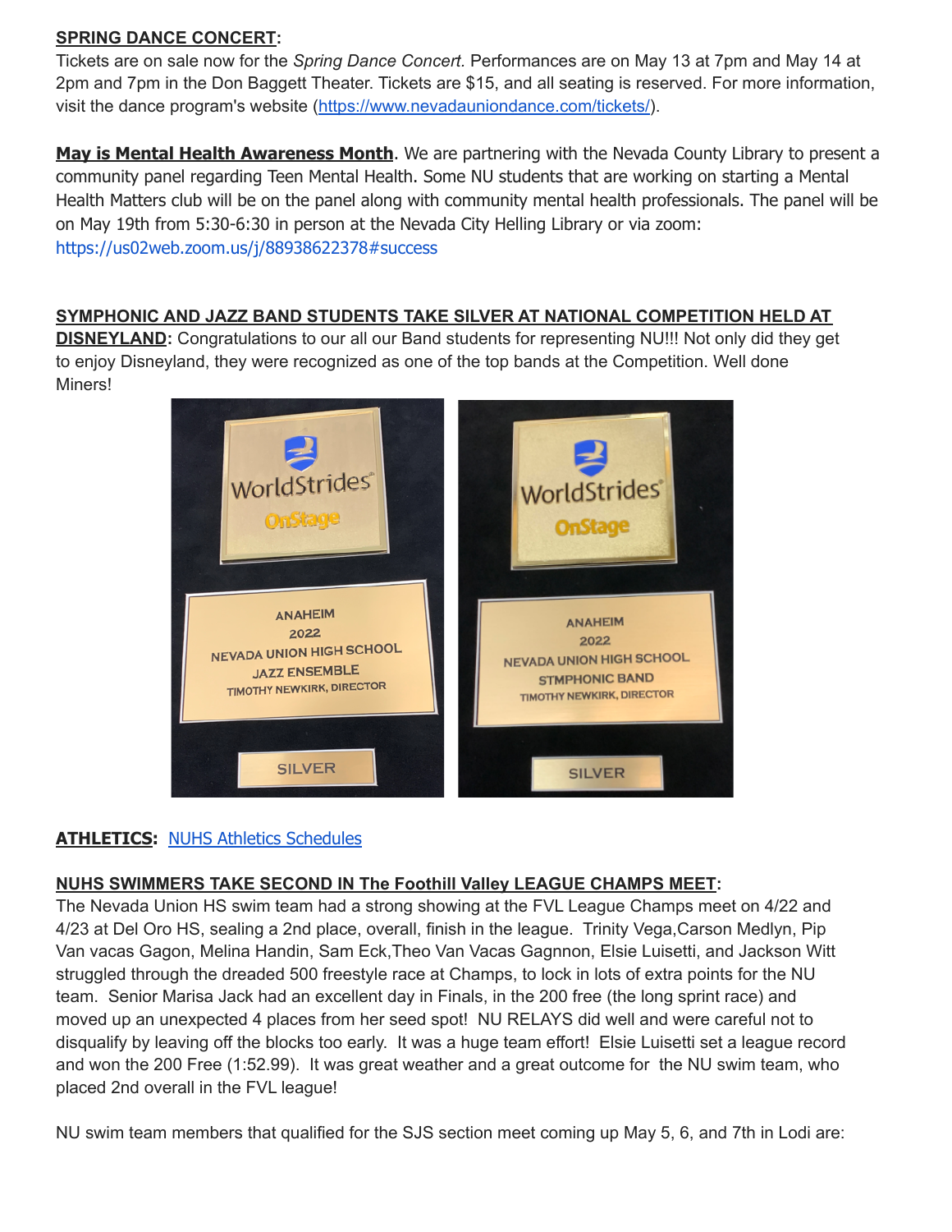**SPRING DANCE CONCERT:**
Tickets are on sale now for the *Spring Dance Concert.* Performances are on May 13 at 7pm and May 14 at 2pm and 7pm in the Don Baggett Theater. Tickets are $15, and all seating is reserved. For more information, visit the dance program's website (https://www.nevadauniondance.com/tickets/).

**May is Mental Health Awareness Month**. We are partnering with the Nevada County Library to present a community panel regarding Teen Mental Health. Some NU students that are working on starting a Mental Health Matters club will be on the panel along with community mental health professionals. The panel will be on May 19th from 5:30-6:30 in person at the Nevada City Helling Library or via zoom: https://us02web.zoom.us/j/88938622378#success

**SYMPHONIC AND JAZZ BAND STUDENTS TAKE SILVER AT NATIONAL COMPETITION HELD AT DISNEYLAND:** Congratulations to our all our Band students for representing NU!!! Not only did they get to enjoy Disneyland, they were recognized as one of the top bands at the Competition. Well done Miners!

WorldStrides OnStage

ANAHEIM 2022 NEVADA UNION HIGH SCHOOL JAZZ ENSEMBLE TIMOTHY NEWKIRK, DIRECTOR

SILVER

WorldStrides OnStage

ANAHEIM 2022 NEVADA UNION HIGH SCHOOL STMPHONIC BAND TIMOTHY NEWKIRK, DIRECTOR

SILVER

**ATHLETICS:** NUHS Athletics Schedules

**NUHS SWIMMERS TAKE SECOND IN The Foothill Valley LEAGUE CHAMPS MEET:**
The Nevada Union HS swim team had a strong showing at the FVL League Champs meet on 4/22 and 4/23 at Del Oro HS, sealing a 2nd place, overall, finish in the league. Trinity Vega,Carson Medlyn, Pip Van vacas Gagon, Melina Handin, Sam Eck,Theo Van Vacas Gagnnon, Elsie Luisetti, and Jackson Witt struggled through the dreaded 500 freestyle race at Champs, to lock in lots of extra points for the NU team. Senior Marisa Jack had an excellent day in Finals, in the 200 free (the long sprint race) and moved up an unexpected 4 places from her seed spot! NU RELAYS did well and were careful not to disqualify by leaving off the blocks too early. It was a huge team effort! Elsie Luisetti set a league record and won the 200 Free (1:52.99). It was great weather and a great outcome for the NU swim team, who placed 2nd overall in the FVL league!

NU swim team members that qualified for the SJS section meet coming up May 5, 6, and 7th in Lodi are: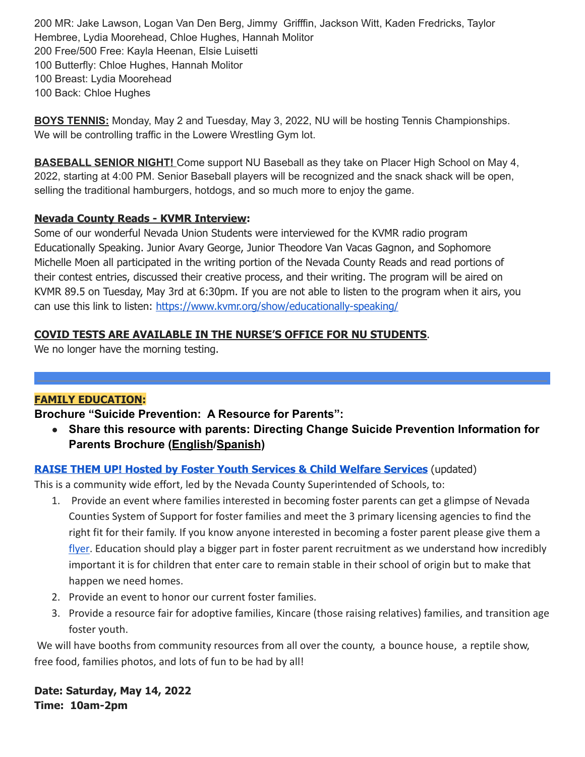200 MR: Jake Lawson, Logan Van Den Berg, Jimmy  Grifffin, Jackson Witt, Kaden Fredricks, Taylor Hembree, Lydia Moorehead, Chloe Hughes, Hannah Molitor
200 Free/500 Free: Kayla Heenan, Elsie Luisetti
100 Butterfly: Chloe Hughes, Hannah Molitor
100 Breast: Lydia Moorehead
100 Back: Chloe Hughes

**BOYS TENNIS:** Monday, May 2 and Tuesday, May 3, 2022, NU will be hosting Tennis Championships. We will be controlling traffic in the Lowere Wrestling Gym lot.

**BASEBALL SENIOR NIGHT!** Come support NU Baseball as they take on Placer High School on May 4, 2022, starting at 4:00 PM. Senior Baseball players will be recognized and the snack shack will be open, selling the traditional hamburgers, hotdogs, and so much more to enjoy the game.

**Nevada County Reads - KVMR Interview:**
Some of our wonderful Nevada Union Students were interviewed for the KVMR radio program Educationally Speaking. Junior Avary George, Junior Theodore Van Vacas Gagnon, and Sophomore Michelle Moen all participated in the writing portion of the Nevada County Reads and read portions of their contest entries, discussed their creative process, and their writing. The program will be aired on KVMR 89.5 on Tuesday, May 3rd at 6:30pm. If you are not able to listen to the program when it airs, you can use this link to listen: https://www.kvmr.org/show/educationally-speaking/

**COVID TESTS ARE AVAILABLE IN THE NURSE'S OFFICE FOR NU STUDENTS**.
We no longer have the morning testing.

---

**FAMILY EDUCATION:**

**Brochure "Suicide Prevention:  A Resource for Parents":**

- **Share this resource with parents: Directing Change Suicide Prevention Information for Parents Brochure (English/Spanish)**

**RAISE THEM UP! Hosted by Foster Youth Services & Child Welfare Services** (updated)
This is a community wide effort, led by the Nevada County Superintended of Schools, to:

1. Provide an event where families interested in becoming foster parents can get a glimpse of Nevada Counties System of Support for foster families and meet the 3 primary licensing agencies to find the right fit for their family. If you know anyone interested in becoming a foster parent please give them a flyer. Education should play a bigger part in foster parent recruitment as we understand how incredibly important it is for children that enter care to remain stable in their school of origin but to make that happen we need homes.
2. Provide an event to honor our current foster families.
3. Provide a resource fair for adoptive families, Kincare (those raising relatives) families, and transition age foster youth.

We will have booths from community resources from all over the county,  a bounce house,  a reptile show, free food, families photos, and lots of fun to be had by all!

**Date: Saturday, May 14, 2022**
**Time:  10am-2pm**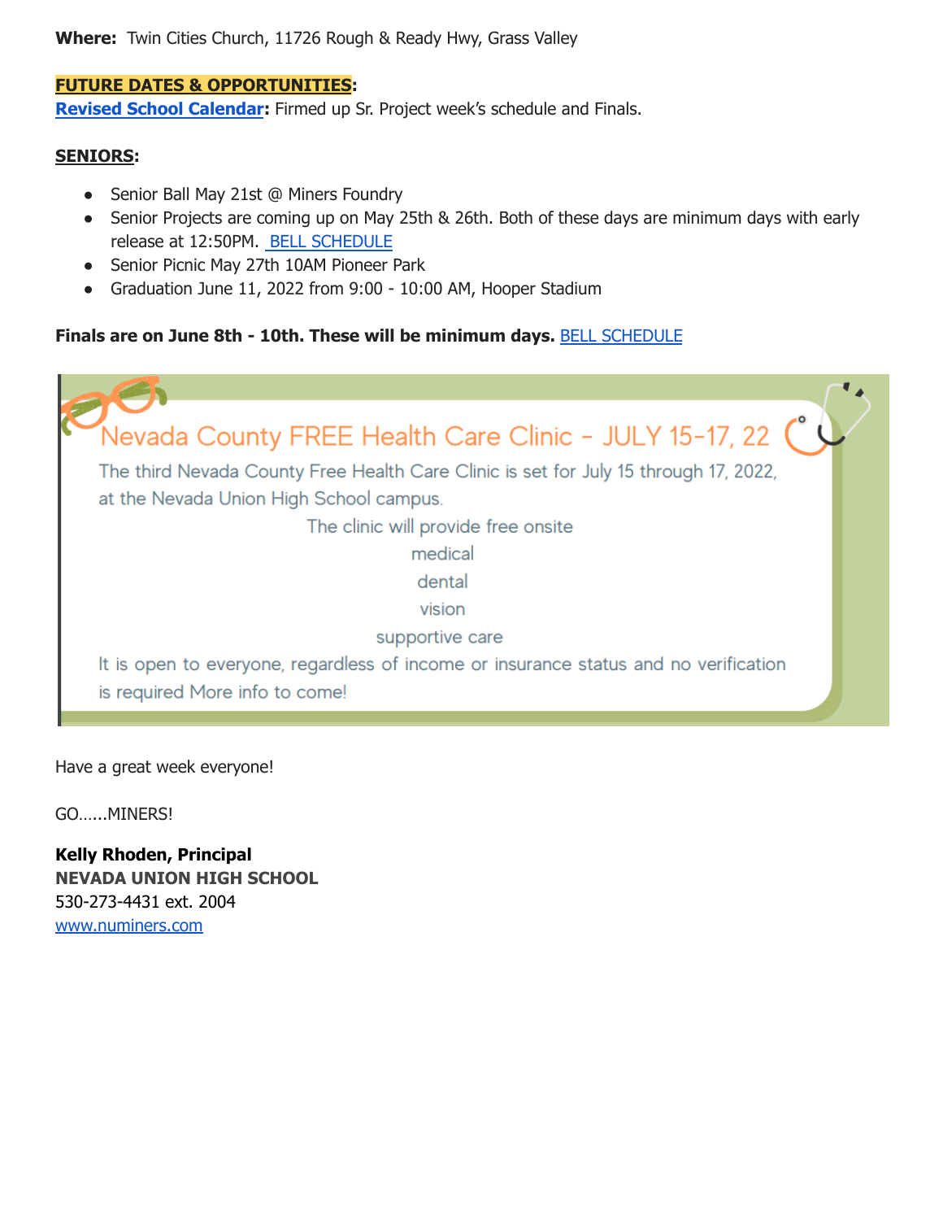**Where:** Twin Cities Church, 11726 Rough & Ready Hwy, Grass Valley

**FUTURE DATES & OPPORTUNITIES:**

**Revised School Calendar:** Firmed up Sr. Project week's schedule and Finals.

**SENIORS:**

- Senior Ball May 21st @ Miners Foundry
- Senior Projects are coming up on May 25th & 26th. Both of these days are minimum days with early release at 12:50PM. BELL SCHEDULE
- Senior Picnic May 27th 10AM Pioneer Park
- Graduation June 11, 2022 from 9:00 - 10:00 AM, Hooper Stadium

**Finals are on June 8th - 10th. These will be minimum days.** BELL SCHEDULE

## Nevada County FREE Health Care Clinic - JULY 15-17, 22

The third Nevada County Free Health Care Clinic is set for July 15 through 17, 2022, at the Nevada Union High School campus.

The clinic will provide free onsite

medical

dental

vision

supportive care

It is open to everyone, regardless of income or insurance status and no verification is required More info to come!

Have a great week everyone!

GO……MINERS!

**Kelly Rhoden, Principal**
**NEVADA UNION HIGH SCHOOL**
530-273-4431 ext. 2004
www.numiners.com